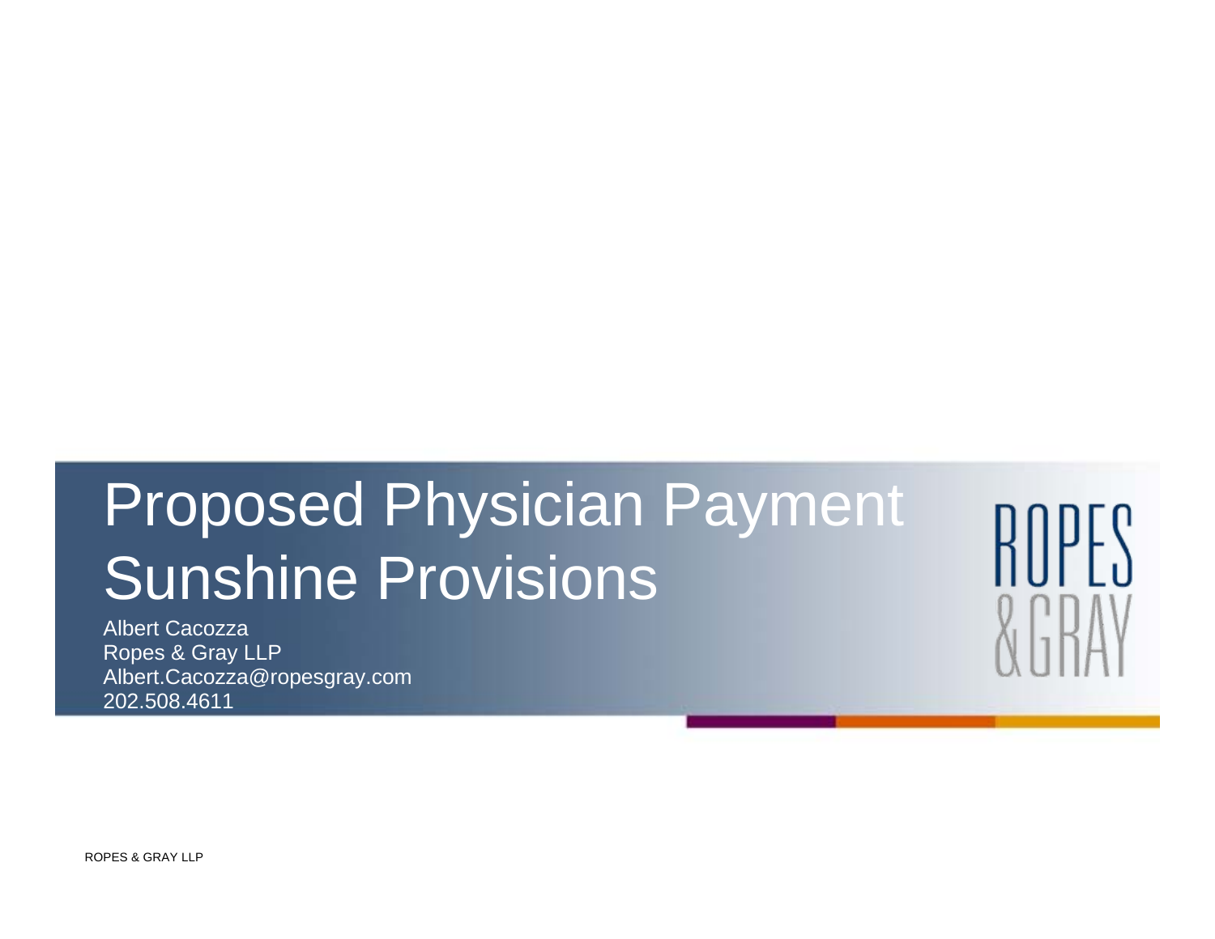# Proposed Physician Payment Sunshine Provisions

Albert Cacozza
Ropes & Gray LLP
Albert.Cacozza@ropesgray.com
202.508.4611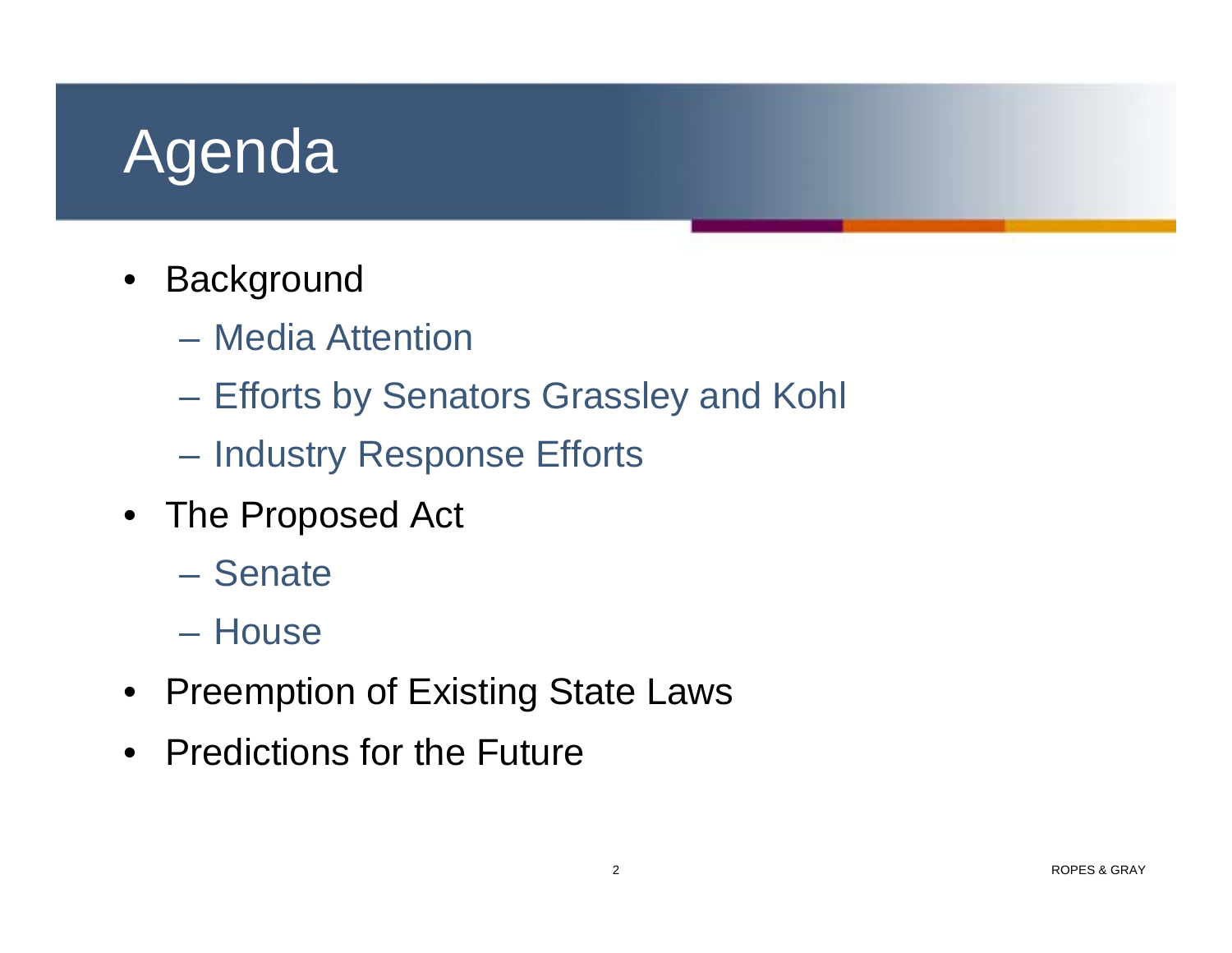# Agenda

- Background
  - Media Attention
  - Efforts by Senators Grassley and Kohl
  - Industry Response Efforts
- The Proposed Act
  - Senate
  - House
- Preemption of Existing State Laws
- Predictions for the Future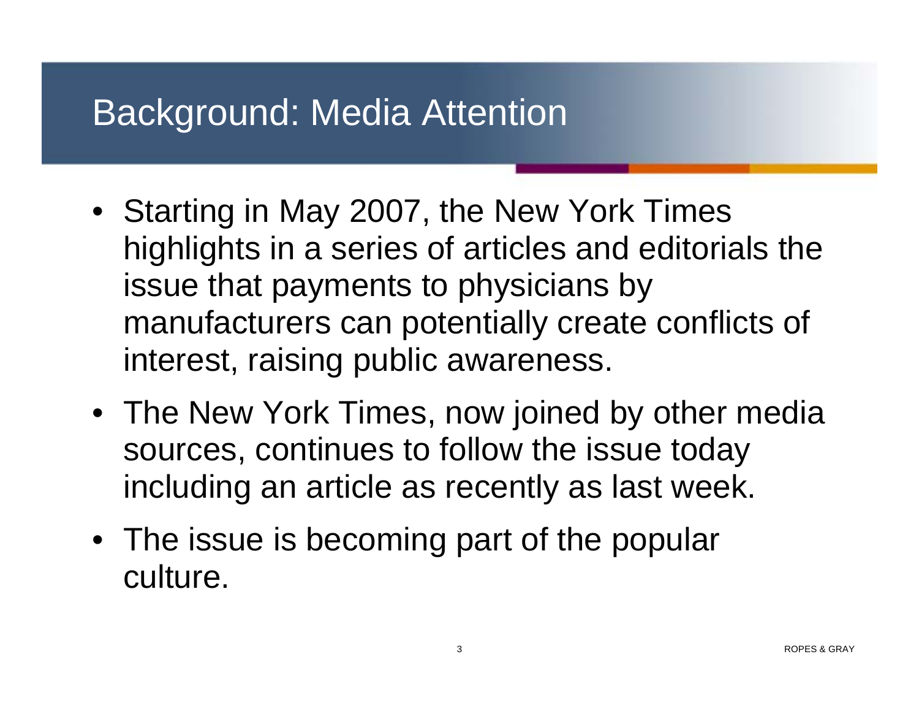# Background: Media Attention

- Starting in May 2007, the New York Times highlights in a series of articles and editorials the issue that payments to physicians by manufacturers can potentially create conflicts of interest, raising public awareness.
- The New York Times, now joined by other media sources, continues to follow the issue today including an article as recently as last week.
- The issue is becoming part of the popular culture.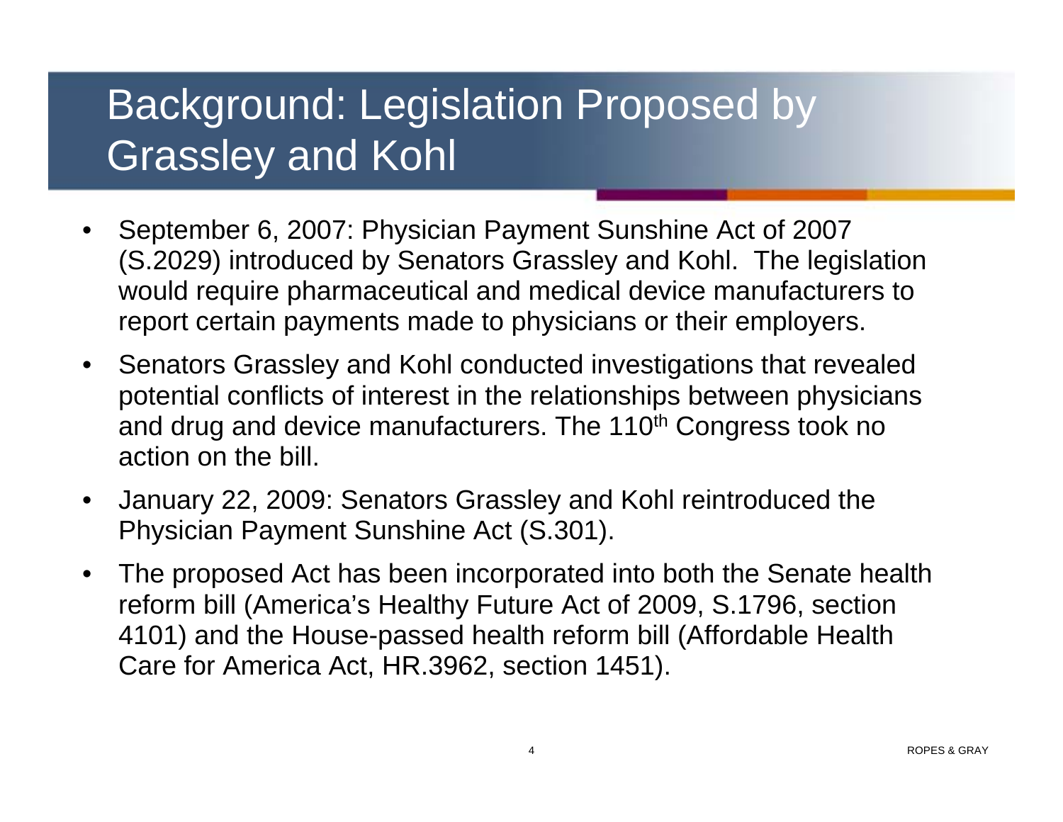# Background: Legislation Proposed by Grassley and Kohl

- September 6, 2007: Physician Payment Sunshine Act of 2007 (S.2029) introduced by Senators Grassley and Kohl. The legislation would require pharmaceutical and medical device manufacturers to report certain payments made to physicians or their employers.
- Senators Grassley and Kohl conducted investigations that revealed potential conflicts of interest in the relationships between physicians and drug and device manufacturers. The 110th Congress took no action on the bill.
- January 22, 2009: Senators Grassley and Kohl reintroduced the Physician Payment Sunshine Act (S.301).
- The proposed Act has been incorporated into both the Senate health reform bill (America's Healthy Future Act of 2009, S.1796, section 4101) and the House-passed health reform bill (Affordable Health Care for America Act, HR.3962, section 1451).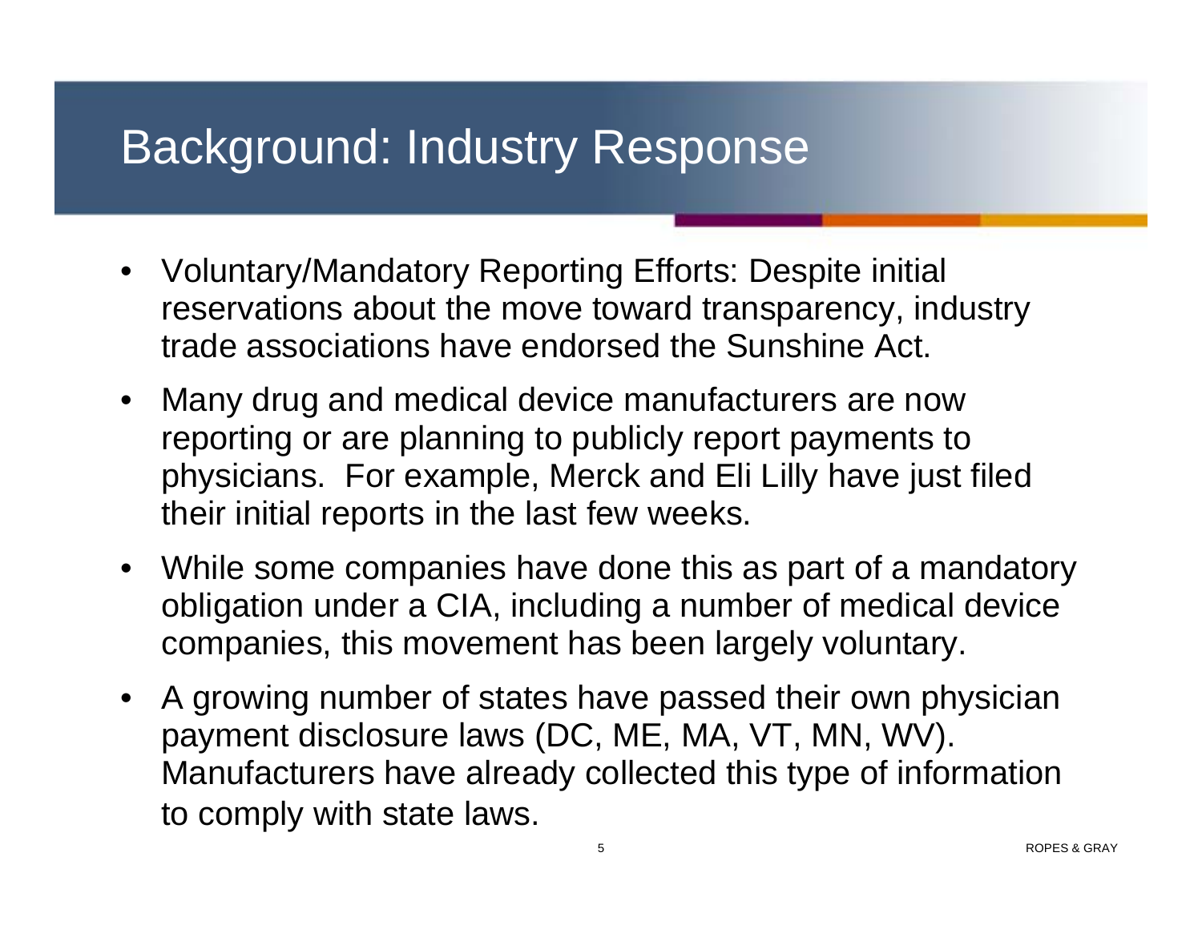# Background: Industry Response

- Voluntary/Mandatory Reporting Efforts: Despite initial reservations about the move toward transparency, industry trade associations have endorsed the Sunshine Act.
- Many drug and medical device manufacturers are now reporting or are planning to publicly report payments to physicians. For example, Merck and Eli Lilly have just filed their initial reports in the last few weeks.
- While some companies have done this as part of a mandatory obligation under a CIA, including a number of medical device companies, this movement has been largely voluntary.
- A growing number of states have passed their own physician payment disclosure laws (DC, ME, MA, VT, MN, WV). Manufacturers have already collected this type of information to comply with state laws.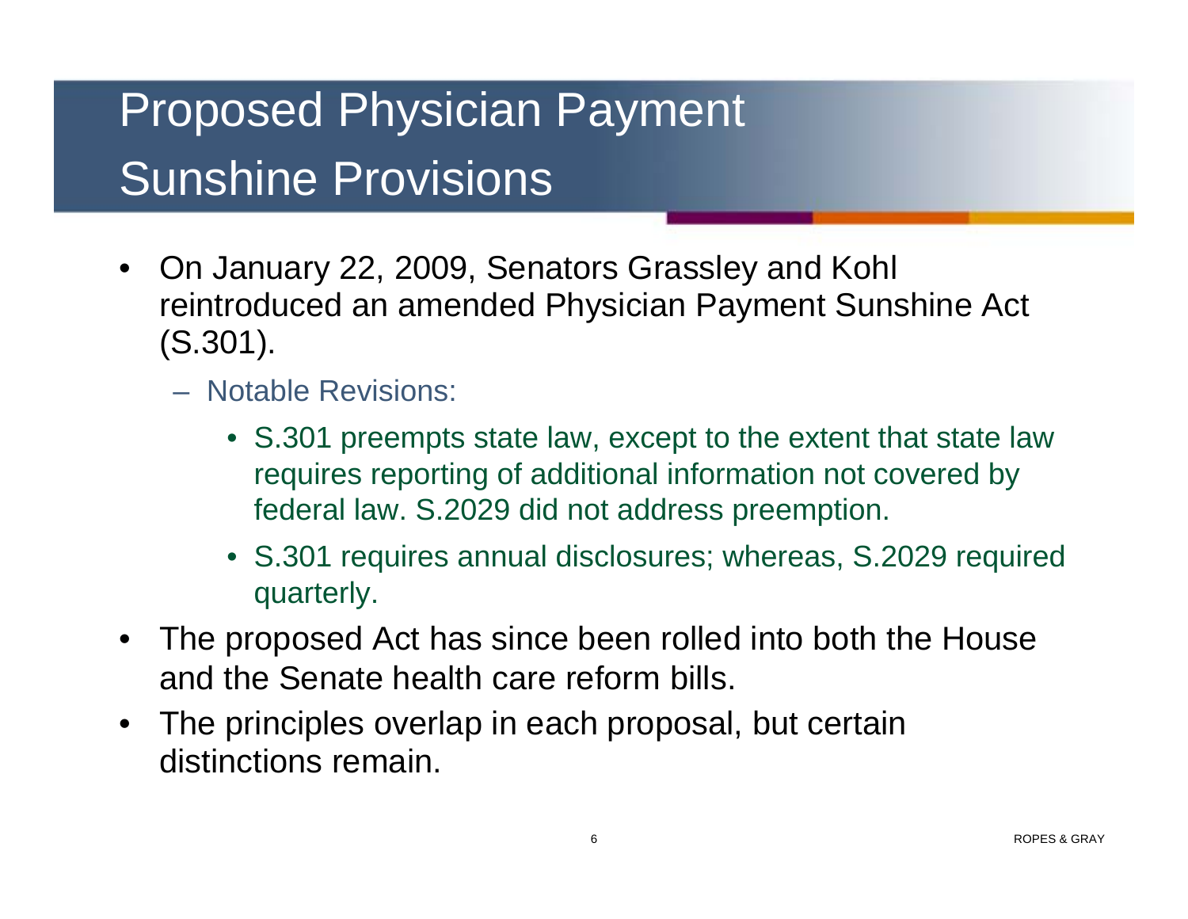# Proposed Physician Payment Sunshine Provisions

- On January 22, 2009, Senators Grassley and Kohl reintroduced an amended Physician Payment Sunshine Act (S.301).
  - Notable Revisions:
    - S.301 preempts state law, except to the extent that state law requires reporting of additional information not covered by federal law. S.2029 did not address preemption.
    - S.301 requires annual disclosures; whereas, S.2029 required quarterly.
- The proposed Act has since been rolled into both the House and the Senate health care reform bills.
- The principles overlap in each proposal, but certain distinctions remain.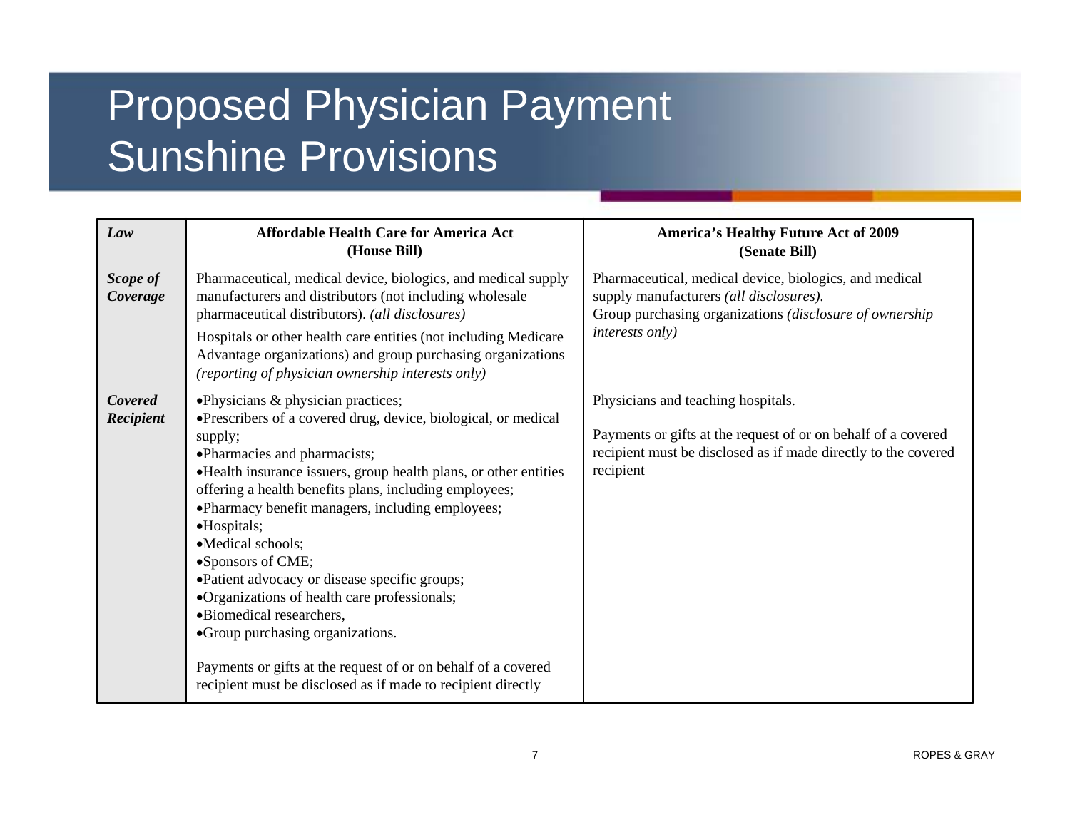# Proposed Physician Payment Sunshine Provisions

| *Law* | **Affordable Health Care for America Act (House Bill)** | **America's Healthy Future Act of 2009 (Senate Bill)** |
|---|---|---|
| ***Scope of Coverage*** | Pharmaceutical, medical device, biologics, and medical supply manufacturers and distributors (not including wholesale pharmaceutical distributors). *(all disclosures)*<br><br>Hospitals or other health care entities (not including Medicare Advantage organizations) and group purchasing organizations *(reporting of physician ownership interests only)* | Pharmaceutical, medical device, biologics, and medical supply manufacturers *(all disclosures).*<br>Group purchasing organizations *(disclosure of ownership interests only)* |
| ***Covered Recipient*** | •Physicians & physician practices;<br>•Prescribers of a covered drug, device, biological, or medical supply;<br>•Pharmacies and pharmacists;<br>•Health insurance issuers, group health plans, or other entities offering a health benefits plans, including employees;<br>•Pharmacy benefit managers, including employees;<br>•Hospitals;<br>•Medical schools;<br>•Sponsors of CME;<br>•Patient advocacy or disease specific groups;<br>•Organizations of health care professionals;<br>•Biomedical researchers,<br>•Group purchasing organizations.<br><br>Payments or gifts at the request of or on behalf of a covered recipient must be disclosed as if made to recipient directly | Physicians and teaching hospitals.<br><br>Payments or gifts at the request of or on behalf of a covered recipient must be disclosed as if made directly to the covered recipient |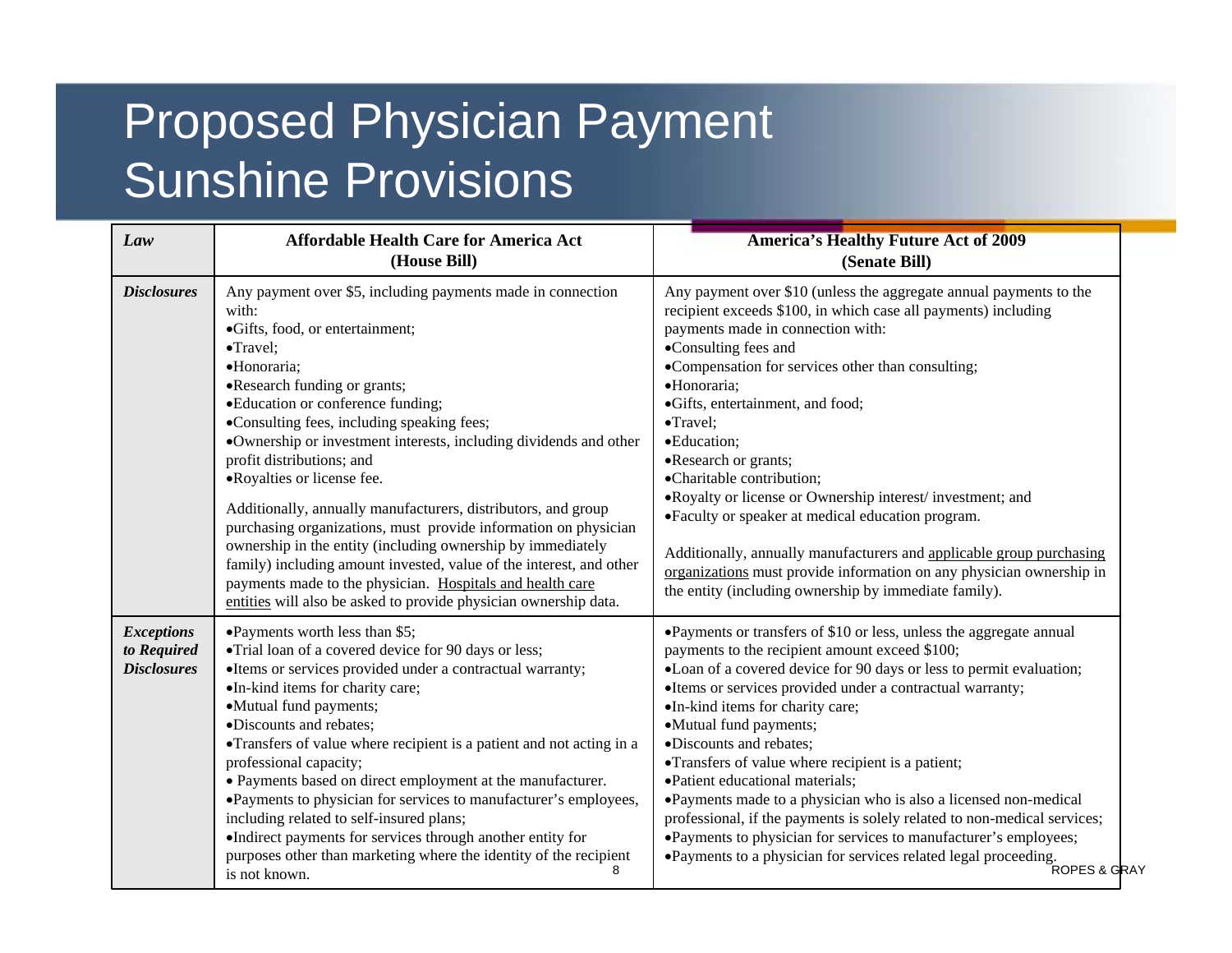# Proposed Physician Payment Sunshine Provisions

| *Law* | **Affordable Health Care for America Act (House Bill)** | **America's Healthy Future Act of 2009 (Senate Bill)** |
|---|---|---|
| ***Disclosures*** | Any payment over $5, including payments made in connection with:<br>•Gifts, food, or entertainment;<br>•Travel;<br>•Honoraria;<br>•Research funding or grants;<br>•Education or conference funding;<br>•Consulting fees, including speaking fees;<br>•Ownership or investment interests, including dividends and other profit distributions; and<br>•Royalties or license fee.<br><br>Additionally, annually manufacturers, distributors, and group purchasing organizations, must provide information on physician ownership in the entity (including ownership by immediately family) including amount invested, value of the interest, and other payments made to the physician. <u>Hospitals and health care entities</u> will also be asked to provide physician ownership data. | Any payment over $10 (unless the aggregate annual payments to the recipient exceeds $100, in which case all payments) including payments made in connection with:<br>•Consulting fees and<br>•Compensation for services other than consulting;<br>•Honoraria;<br>•Gifts, entertainment, and food;<br>•Travel;<br>•Education;<br>•Research or grants;<br>•Charitable contribution;<br>•Royalty or license or Ownership interest/ investment; and<br>•Faculty or speaker at medical education program.<br><br>Additionally, annually manufacturers and <u>applicable group purchasing organizations</u> must provide information on any physician ownership in the entity (including ownership by immediate family). |
| ***Exceptions to Required Disclosures*** | •Payments worth less than $5;<br>•Trial loan of a covered device for 90 days or less;<br>•Items or services provided under a contractual warranty;<br>•In-kind items for charity care;<br>•Mutual fund payments;<br>•Discounts and rebates;<br>•Transfers of value where recipient is a patient and not acting in a professional capacity;<br>• Payments based on direct employment at the manufacturer.<br>•Payments to physician for services to manufacturer's employees, including related to self-insured plans;<br>•Indirect payments for services through another entity for purposes other than marketing where the identity of the recipient is not known. | •Payments or transfers of $10 or less, unless the aggregate annual payments to the recipient amount exceed $100;<br>•Loan of a covered device for 90 days or less to permit evaluation;<br>•Items or services provided under a contractual warranty;<br>•In-kind items for charity care;<br>•Mutual fund payments;<br>•Discounts and rebates;<br>•Transfers of value where recipient is a patient;<br>•Patient educational materials;<br>•Payments made to a physician who is also a licensed non-medical professional, if the payments is solely related to non-medical services;<br>•Payments to physician for services to manufacturer's employees;<br>•Payments to a physician for services related legal proceeding. |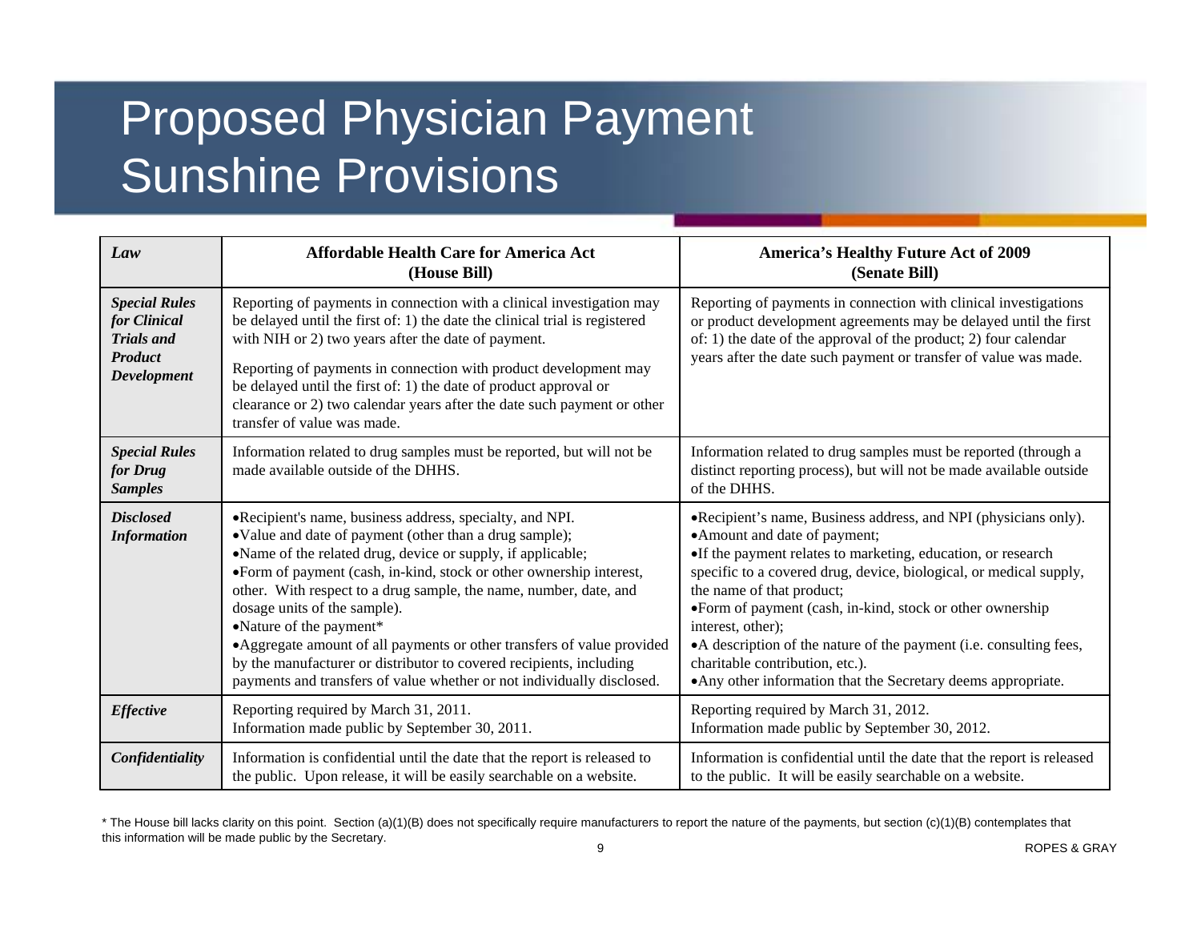# Proposed Physician Payment Sunshine Provisions

| *Law* | **Affordable Health Care for America Act (House Bill)** | **America's Healthy Future Act of 2009 (Senate Bill)** |
|---|---|---|
| ***Special Rules for Clinical Trials and Product Development*** | Reporting of payments in connection with a clinical investigation may be delayed until the first of: 1) the date the clinical trial is registered with NIH or 2) two years after the date of payment.<br><br>Reporting of payments in connection with product development may be delayed until the first of: 1) the date of product approval or clearance or 2) two calendar years after the date such payment or other transfer of value was made. | Reporting of payments in connection with clinical investigations or product development agreements may be delayed until the first of: 1) the date of the approval of the product; 2) four calendar years after the date such payment or transfer of value was made. |
| ***Special Rules for Drug Samples*** | Information related to drug samples must be reported, but will not be made available outside of the DHHS. | Information related to drug samples must be reported (through a distinct reporting process), but will not be made available outside of the DHHS. |
| ***Disclosed Information*** | •Recipient's name, business address, specialty, and NPI.<br>•Value and date of payment (other than a drug sample);<br>•Name of the related drug, device or supply, if applicable;<br>•Form of payment (cash, in-kind, stock or other ownership interest, other. With respect to a drug sample, the name, number, date, and dosage units of the sample).<br>•Nature of the payment*<br>•Aggregate amount of all payments or other transfers of value provided by the manufacturer or distributor to covered recipients, including payments and transfers of value whether or not individually disclosed. | •Recipient's name, Business address, and NPI (physicians only).<br>•Amount and date of payment;<br>•If the payment relates to marketing, education, or research specific to a covered drug, device, biological, or medical supply, the name of that product;<br>•Form of payment (cash, in-kind, stock or other ownership interest, other);<br>•A description of the nature of the payment (i.e. consulting fees, charitable contribution, etc.).<br>•Any other information that the Secretary deems appropriate. |
| ***Effective*** | Reporting required by March 31, 2011.<br>Information made public by September 30, 2011. | Reporting required by March 31, 2012.<br>Information made public by September 30, 2012. |
| ***Confidentiality*** | Information is confidential until the date that the report is released to the public. Upon release, it will be easily searchable on a website. | Information is confidential until the date that the report is released to the public. It will be easily searchable on a website. |

* The House bill lacks clarity on this point. Section (a)(1)(B) does not specifically require manufacturers to report the nature of the payments, but section (c)(1)(B) contemplates that this information will be made public by the Secretary.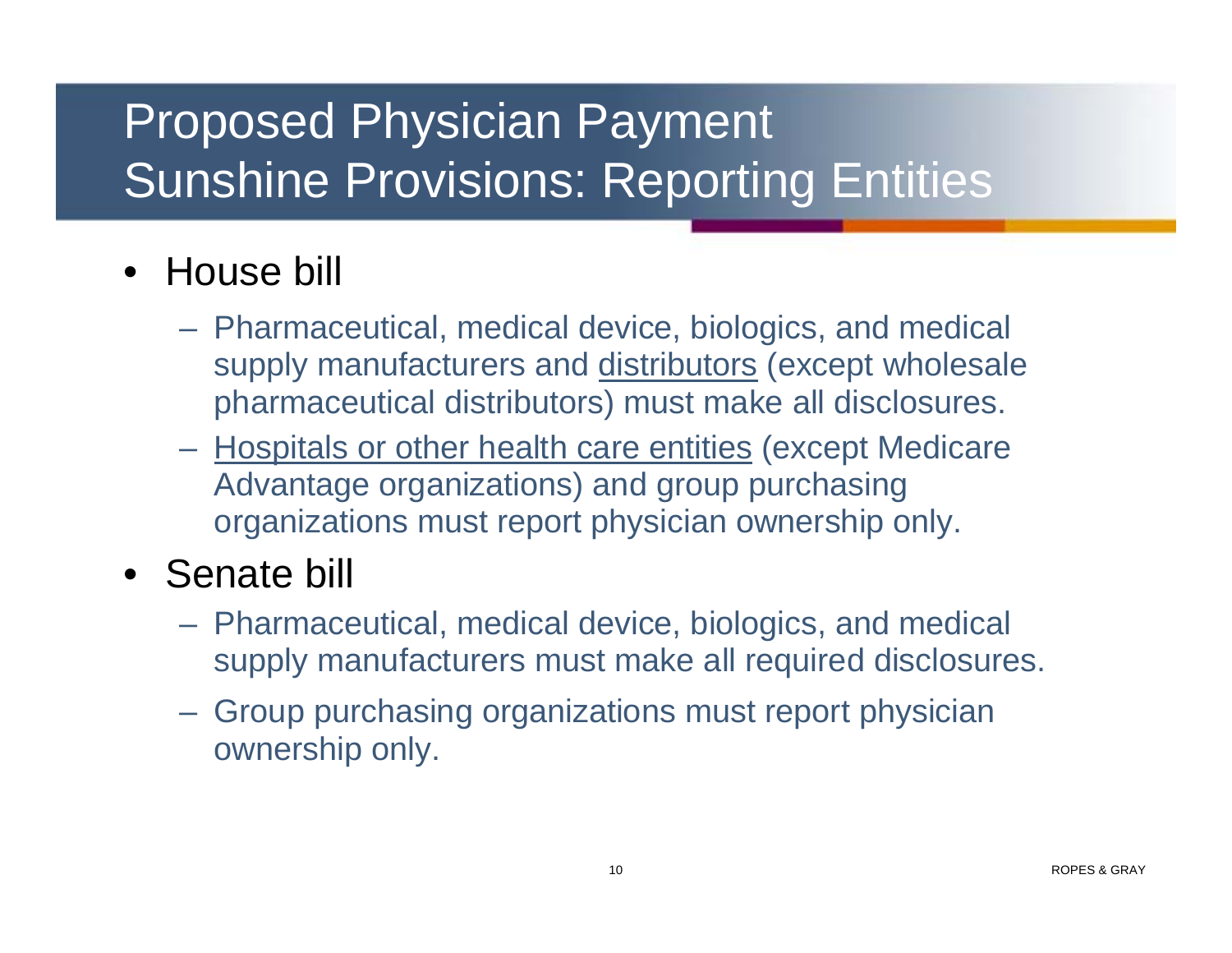# Proposed Physician Payment Sunshine Provisions: Reporting Entities

- House bill
  - Pharmaceutical, medical device, biologics, and medical supply manufacturers and <u>distributors</u> (except wholesale pharmaceutical distributors) must make all disclosures.
  - <u>Hospitals or other health care entities</u> (except Medicare Advantage organizations) and group purchasing organizations must report physician ownership only.
- Senate bill
  - Pharmaceutical, medical device, biologics, and medical supply manufacturers must make all required disclosures.
  - Group purchasing organizations must report physician ownership only.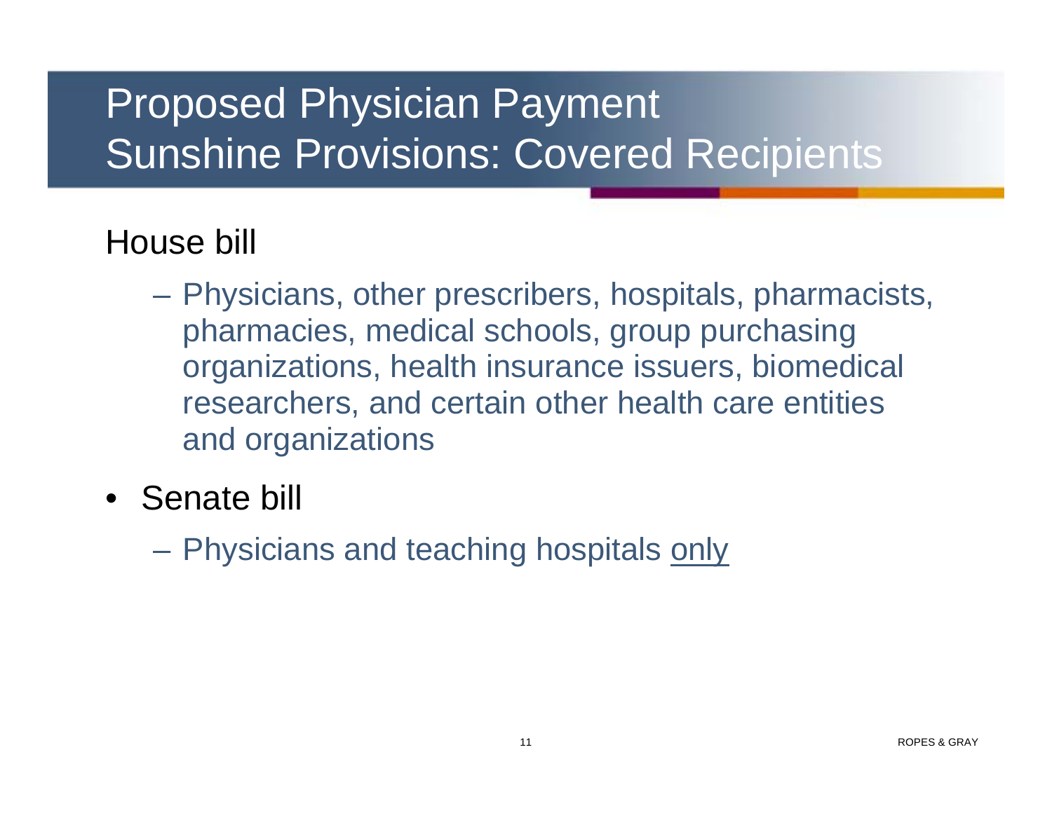# Proposed Physician Payment Sunshine Provisions: Covered Recipients

House bill

- Physicians, other prescribers, hospitals, pharmacists, pharmacies, medical schools, group purchasing organizations, health insurance issuers, biomedical researchers, and certain other health care entities and organizations

- Senate bill
  - Physicians and teaching hospitals <u>only</u>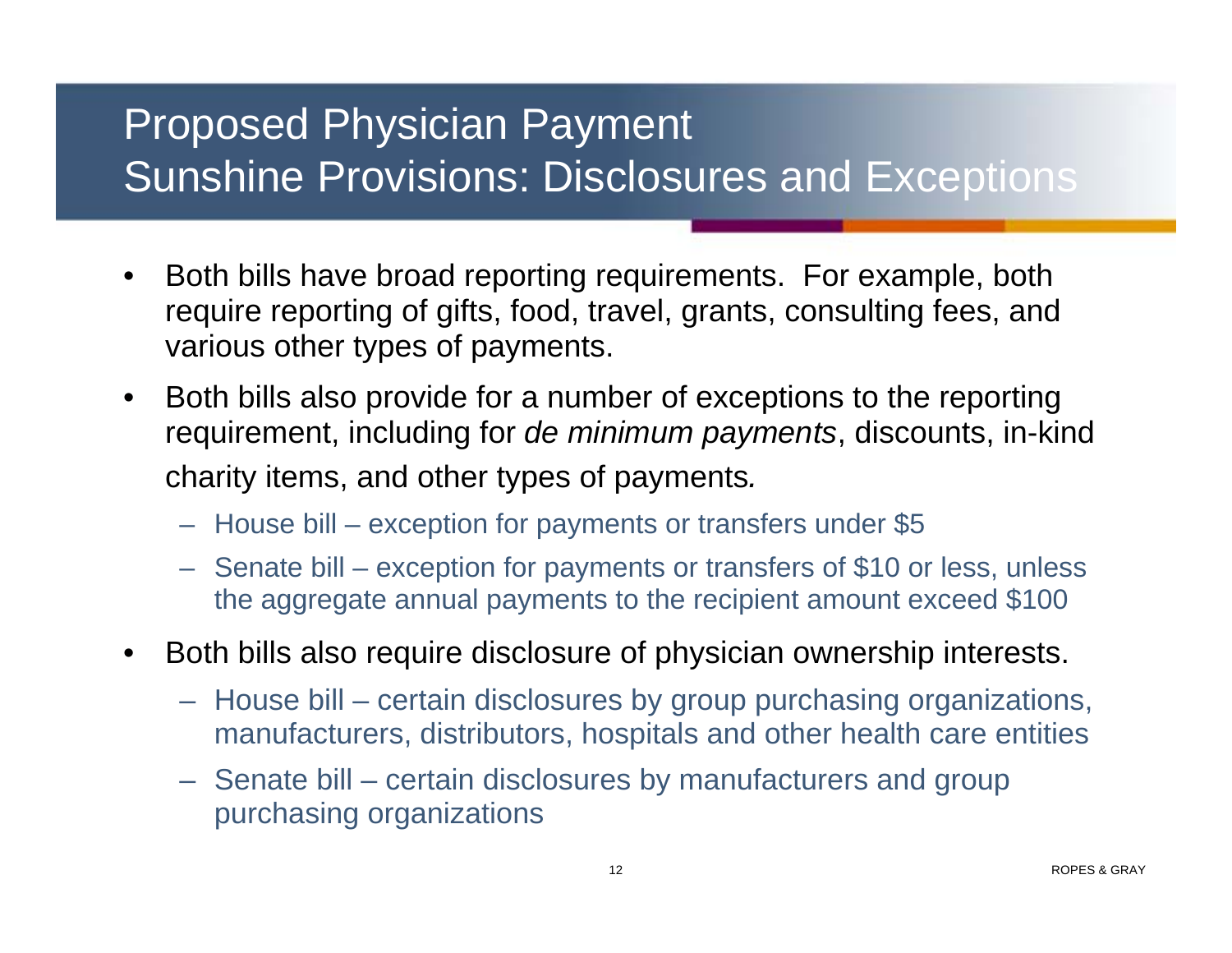# Proposed Physician Payment Sunshine Provisions: Disclosures and Exceptions

- Both bills have broad reporting requirements. For example, both require reporting of gifts, food, travel, grants, consulting fees, and various other types of payments.
- Both bills also provide for a number of exceptions to the reporting requirement, including for *de minimum payments*, discounts, in-kind charity items, and other types of payments*.*
  - House bill – exception for payments or transfers under $5
  - Senate bill – exception for payments or transfers of $10 or less, unless the aggregate annual payments to the recipient amount exceed $100
- Both bills also require disclosure of physician ownership interests.
  - House bill – certain disclosures by group purchasing organizations, manufacturers, distributors, hospitals and other health care entities
  - Senate bill – certain disclosures by manufacturers and group purchasing organizations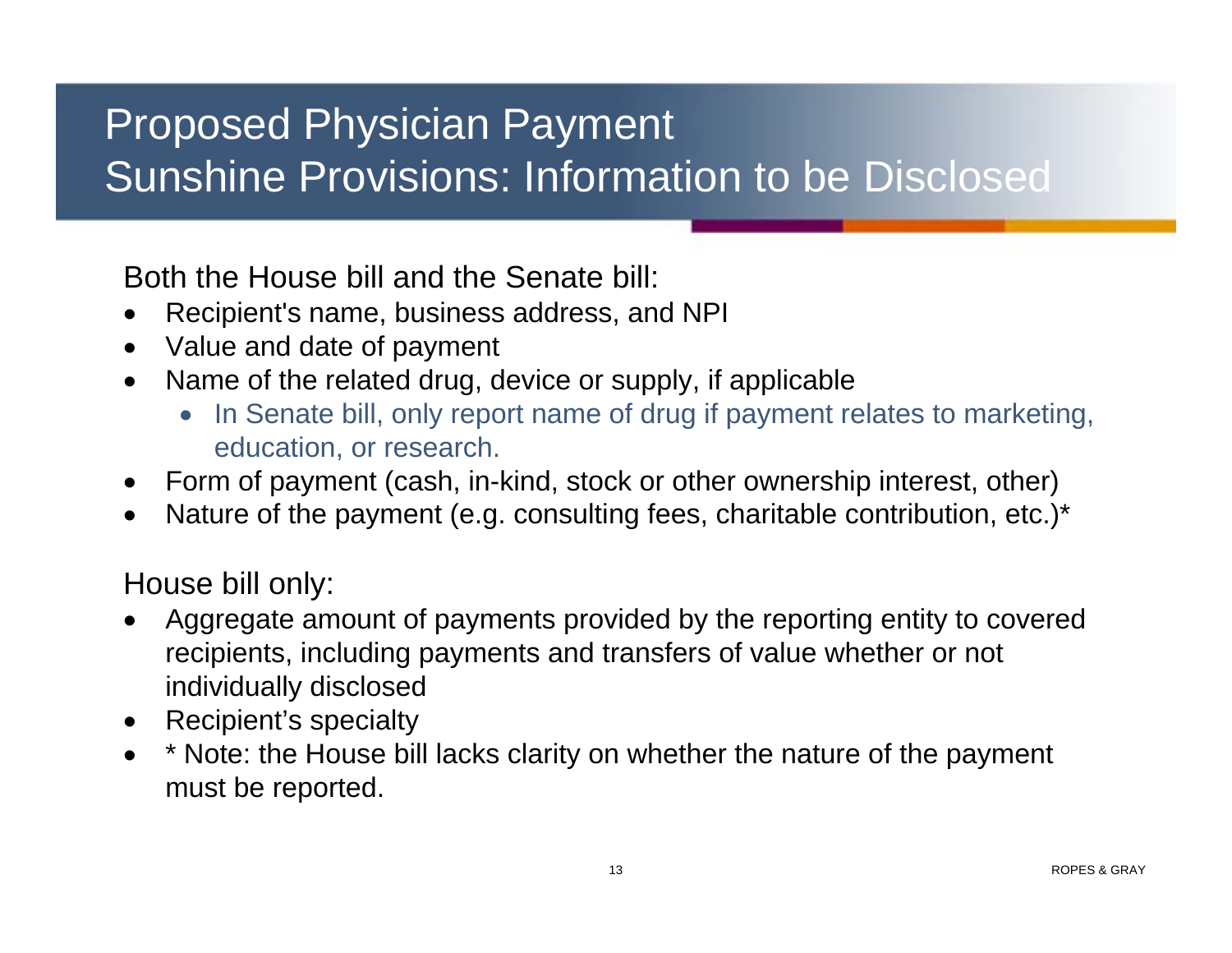# Proposed Physician Payment Sunshine Provisions: Information to be Disclosed

Both the House bill and the Senate bill:

- Recipient's name, business address, and NPI
- Value and date of payment
- Name of the related drug, device or supply, if applicable
  - In Senate bill, only report name of drug if payment relates to marketing, education, or research.
- Form of payment (cash, in-kind, stock or other ownership interest, other)
- Nature of the payment (e.g. consulting fees, charitable contribution, etc.)*

House bill only:

- Aggregate amount of payments provided by the reporting entity to covered recipients, including payments and transfers of value whether or not individually disclosed
- Recipient's specialty
- * Note: the House bill lacks clarity on whether the nature of the payment must be reported.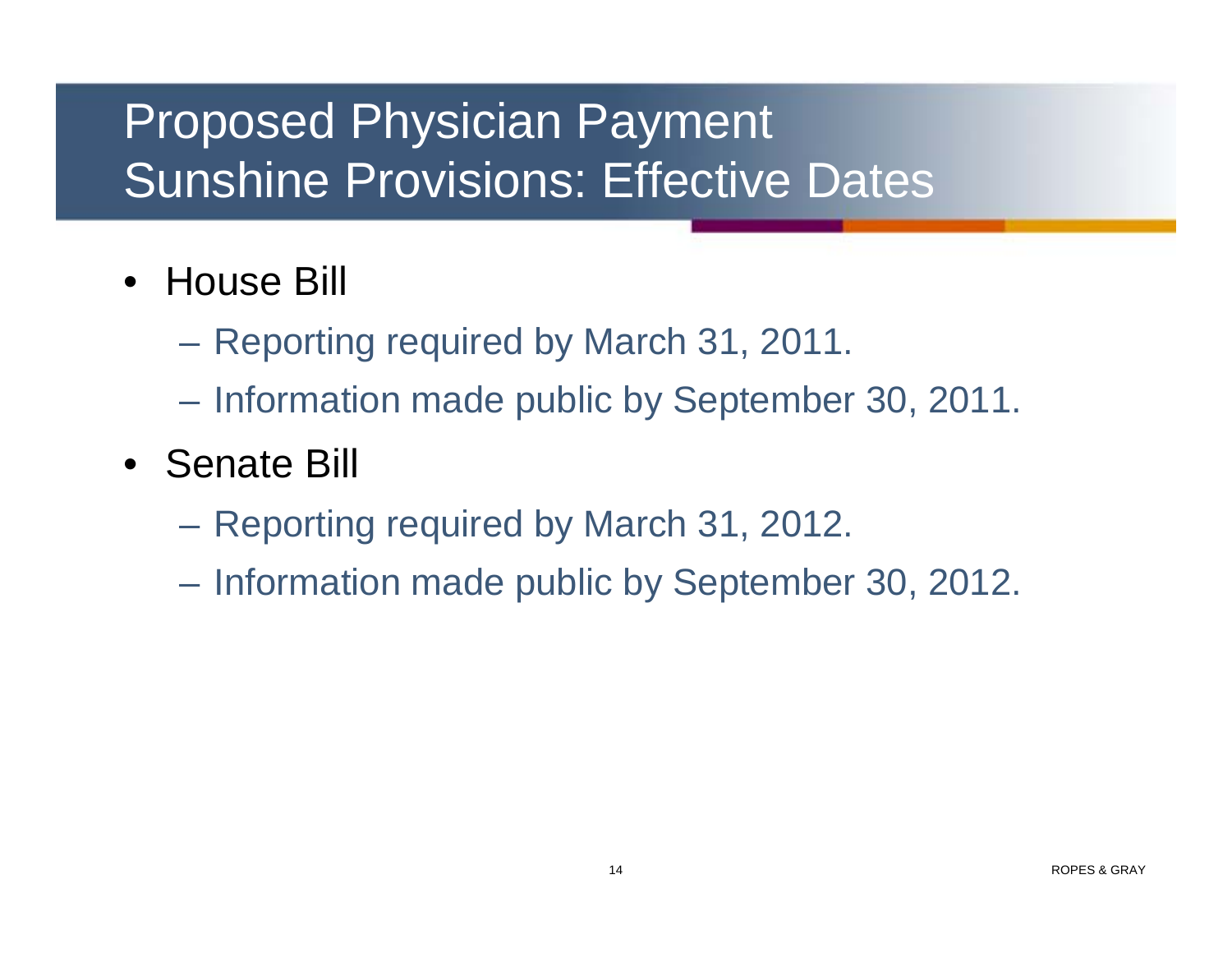# Proposed Physician Payment Sunshine Provisions: Effective Dates

- House Bill
  - Reporting required by March 31, 2011.
  - Information made public by September 30, 2011.
- Senate Bill
  - Reporting required by March 31, 2012.
  - Information made public by September 30, 2012.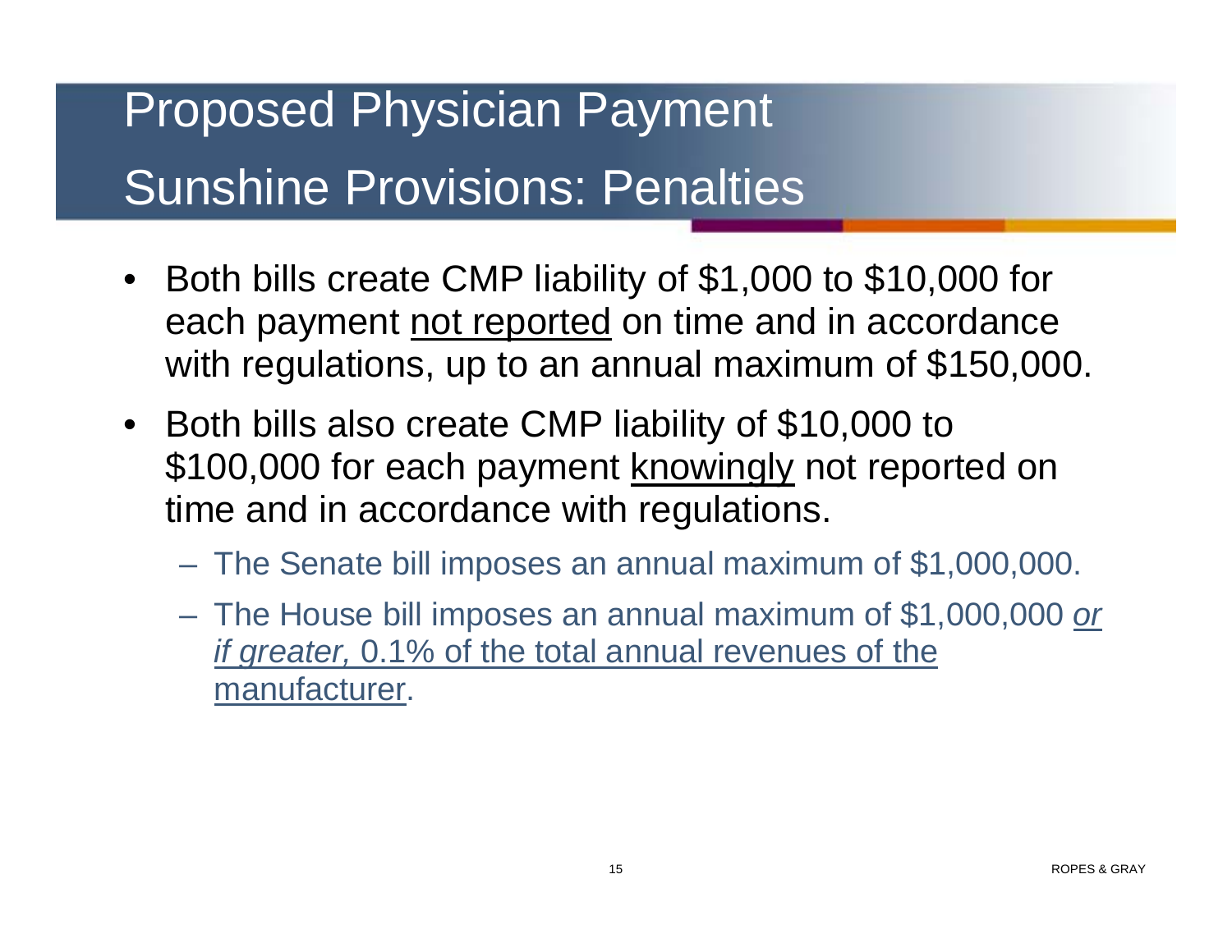# Proposed Physician Payment Sunshine Provisions: Penalties

- Both bills create CMP liability of $1,000 to $10,000 for each payment <u>not reported</u> on time and in accordance with regulations, up to an annual maximum of $150,000.
- Both bills also create CMP liability of $10,000 to $100,000 for each payment <u>knowingly</u> not reported on time and in accordance with regulations.
  - The Senate bill imposes an annual maximum of $1,000,000.
  - The House bill imposes an annual maximum of $1,000,000 <u>*or if greater,* 0.1% of the total annual revenues of the manufacturer</u>.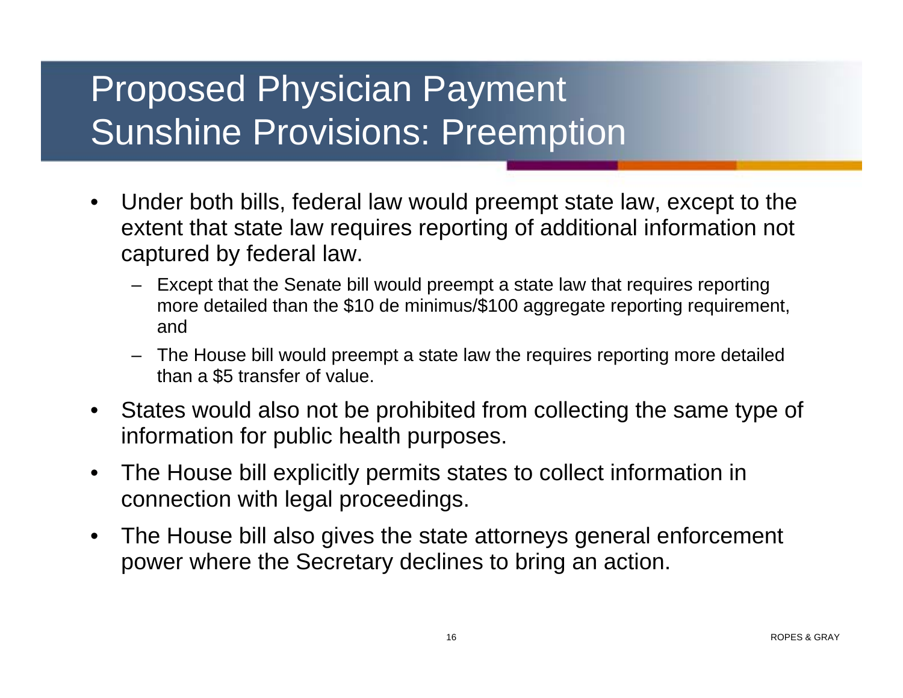# Proposed Physician Payment Sunshine Provisions: Preemption

- Under both bills, federal law would preempt state law, except to the extent that state law requires reporting of additional information not captured by federal law.
  - Except that the Senate bill would preempt a state law that requires reporting more detailed than the $10 de minimus/$100 aggregate reporting requirement, and
  - The House bill would preempt a state law the requires reporting more detailed than a $5 transfer of value.
- States would also not be prohibited from collecting the same type of information for public health purposes.
- The House bill explicitly permits states to collect information in connection with legal proceedings.
- The House bill also gives the state attorneys general enforcement power where the Secretary declines to bring an action.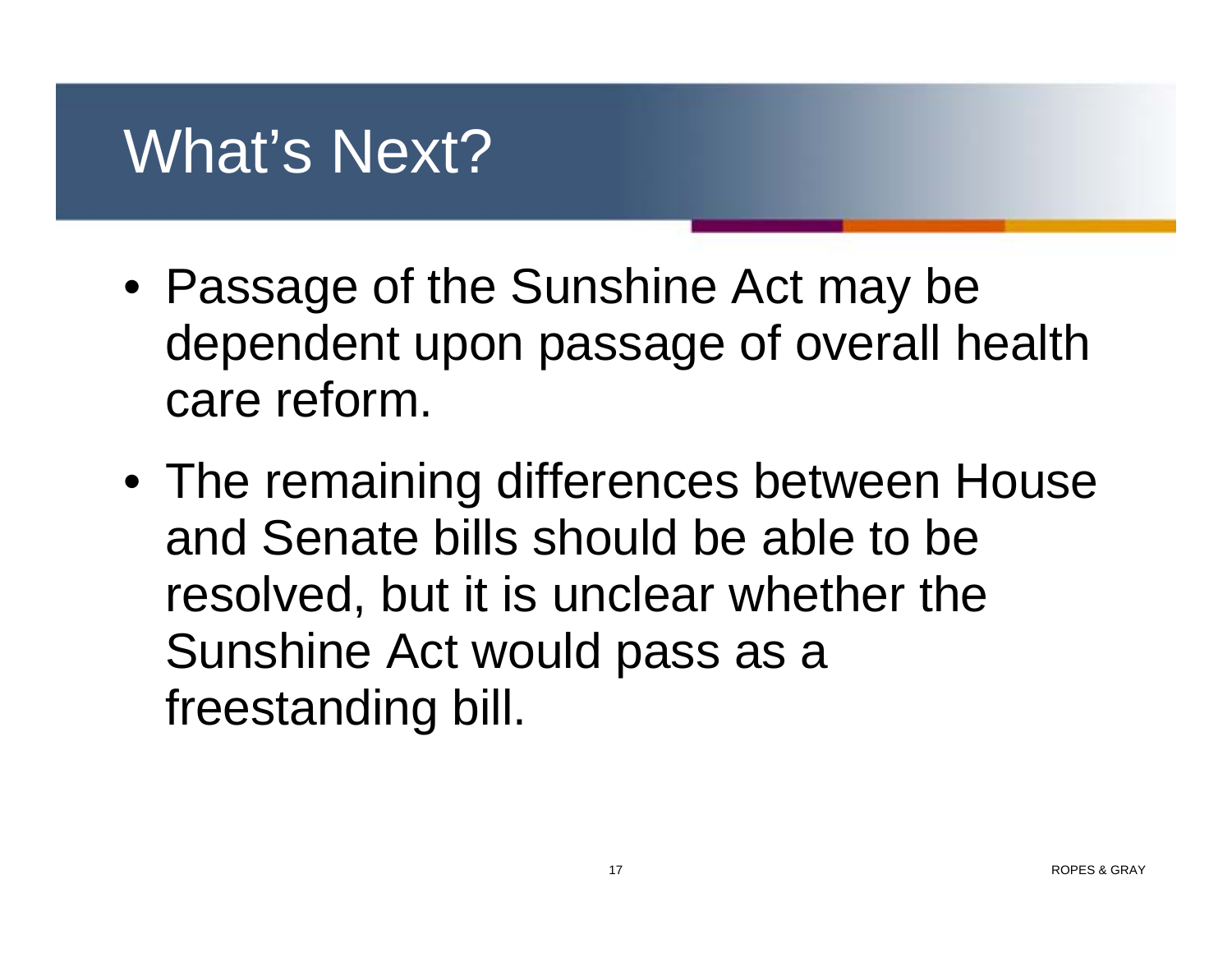# What's Next?

- Passage of the Sunshine Act may be dependent upon passage of overall health care reform.
- The remaining differences between House and Senate bills should be able to be resolved, but it is unclear whether the Sunshine Act would pass as a freestanding bill.